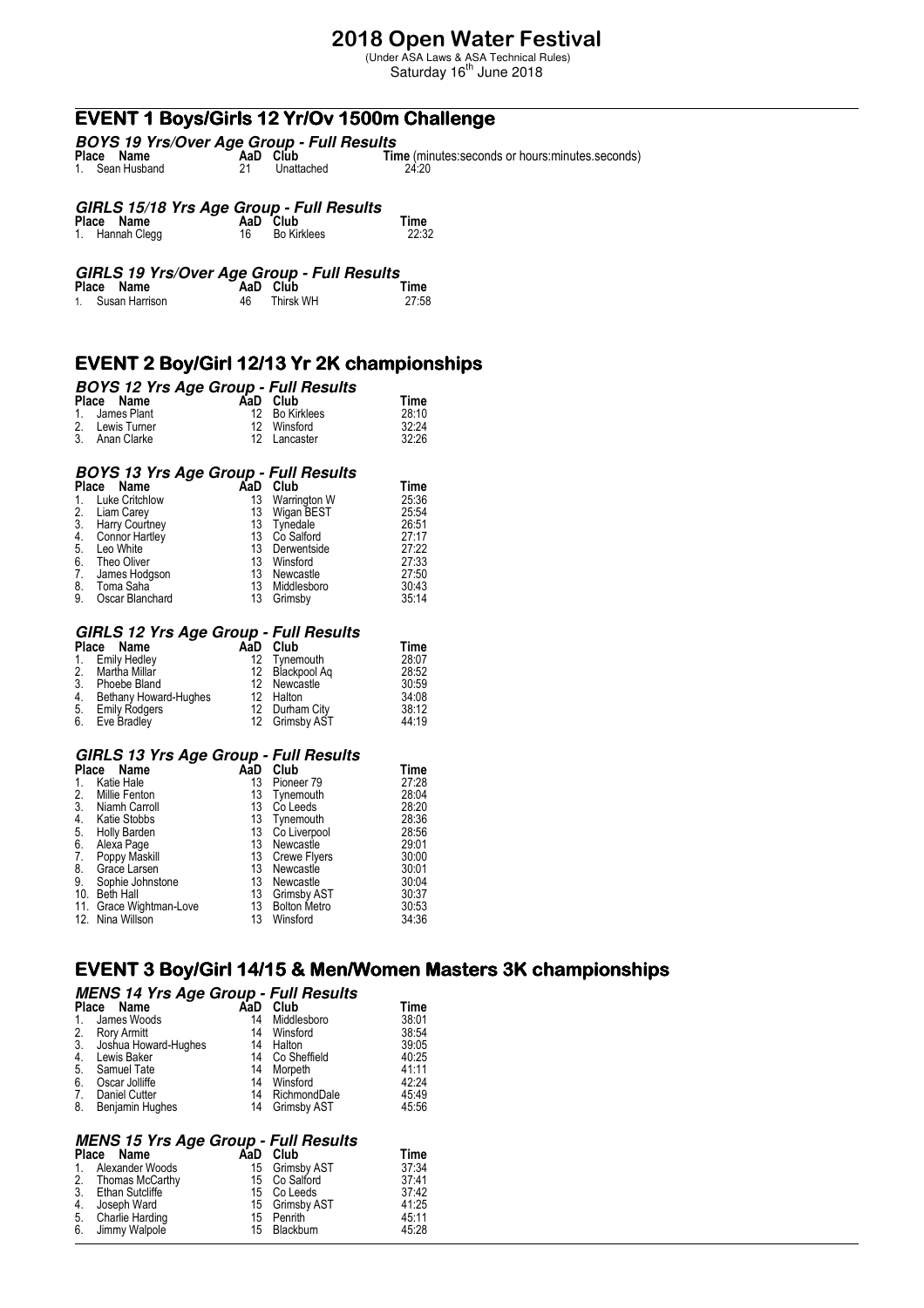# 2018 Open Water Festival

(Under ASA Laws & ASA Technical Rules)

Saturday 16th June 2018

## EVENT 1 Boys/Girls 12 Yr/Ov 1500m Challenge

### *BOYS 19 Yrs/Over Age Group - Full Results*

| Place | Name | AaD | Club | Time (minutes:seconds or hours:minutes.seconds) |
|---|---|---|---|---|
| 1. | Sean Husband | 21 | Unattached | 24:20 |

### *GIRLS 15/18 Yrs Age Group - Full Results*

| Place | Name | AaD | Club | Time |
|---|---|---|---|---|
| 1. | Hannah Clegg | 16 | Bo Kirklees | 22:32 |

### *GIRLS 19 Yrs/Over Age Group - Full Results*

| Place | Name | AaD | Club | Time |
|---|---|---|---|---|
| 1. | Susan Harrison | 46 | Thirsk WH | 27:58 |

## EVENT 2 Boy/Girl 12/13 Yr 2K championships

### *BOYS 12 Yrs Age Group - Full Results*

| Place | Name | AaD | Club | Time |
|---|---|---|---|---|
| 1. | James Plant | 12 | Bo Kirklees | 28:10 |
| 2. | Lewis Turner | 12 | Winsford | 32:24 |
| 3. | Anan Clarke | 12 | Lancaster | 32:26 |

### *BOYS 13 Yrs Age Group - Full Results*

| Place | Name | AaD | Club | Time |
|---|---|---|---|---|
| 1. | Luke Critchlow | 13 | Warrington W | 25:36 |
| 2. | Liam Carey | 13 | Wigan BEST | 25:54 |
| 3. | Harry Courtney | 13 | Tynedale | 26:51 |
| 4. | Connor Hartley | 13 | Co Salford | 27:17 |
| 5. | Leo White | 13 | Derwentside | 27:22 |
| 6. | Theo Oliver | 13 | Winsford | 27:33 |
| 7. | James Hodgson | 13 | Newcastle | 27:50 |
| 8. | Toma Saha | 13 | Middlesboro | 30:43 |
| 9. | Oscar Blanchard | 13 | Grimsby | 35:14 |

### *GIRLS 12 Yrs Age Group - Full Results*

| Place | Name | AaD | Club | Time |
|---|---|---|---|---|
| 1. | Emily Hedley | 12 | Tynemouth | 28:07 |
| 2. | Martha Millar | 12 | Blackpool Aq | 28:52 |
| 3. | Phoebe Bland | 12 | Newcastle | 30:59 |
| 4. | Bethany Howard-Hughes | 12 | Halton | 34:08 |
| 5. | Emily Rodgers | 12 | Durham City | 38:12 |
| 6. | Eve Bradley | 12 | Grimsby AST | 44:19 |

### *GIRLS 13 Yrs Age Group - Full Results*

| Place | Name | AaD | Club | Time |
|---|---|---|---|---|
| 1. | Katie Hale | 13 | Pioneer 79 | 27:28 |
| 2. | Millie Fenton | 13 | Tynemouth | 28:04 |
| 3. | Niamh Carroll | 13 | Co Leeds | 28:20 |
| 4. | Katie Stobbs | 13 | Tynemouth | 28:36 |
| 5. | Holly Barden | 13 | Co Liverpool | 28:56 |
| 6. | Alexa Page | 13 | Newcastle | 29:01 |
| 7. | Poppy Maskill | 13 | Crewe Flyers | 30:00 |
| 8. | Grace Larsen | 13 | Newcastle | 30:01 |
| 9. | Sophie Johnstone | 13 | Newcastle | 30:04 |
| 10. | Beth Hall | 13 | Grimsby AST | 30:37 |
| 11. | Grace Wightman-Love | 13 | Bolton Metro | 30:53 |
| 12. | Nina Willson | 13 | Winsford | 34:36 |

## EVENT 3 Boy/Girl 14/15 & Men/Women Masters 3K championships

### *MENS 14 Yrs Age Group - Full Results*

| Place | Name | AaD | Club | Time |
|---|---|---|---|---|
| 1. | James Woods | 14 | Middlesboro | 38:01 |
| 2. | Rory Armitt | 14 | Winsford | 38:54 |
| 3. | Joshua Howard-Hughes | 14 | Halton | 39:05 |
| 4. | Lewis Baker | 14 | Co Sheffield | 40:25 |
| 5. | Samuel Tate | 14 | Morpeth | 41:11 |
| 6. | Oscar Jolliffe | 14 | Winsford | 42:24 |
| 7. | Daniel Cutter | 14 | RichmondDale | 45:49 |
| 8. | Benjamin Hughes | 14 | Grimsby AST | 45:56 |

### *MENS 15 Yrs Age Group - Full Results*

| Place | Name | AaD | Club | Time |
|---|---|---|---|---|
| 1. | Alexander Woods | 15 | Grimsby AST | 37:34 |
| 2. | Thomas McCarthy | 15 | Co Salford | 37:41 |
| 3. | Ethan Sutcliffe | 15 | Co Leeds | 37:42 |
| 4. | Joseph Ward | 15 | Grimsby AST | 41:25 |
| 5. | Charlie Harding | 15 | Penrith | 45:11 |
| 6. | Jimmy Walpole | 15 | Blackburn | 45:28 |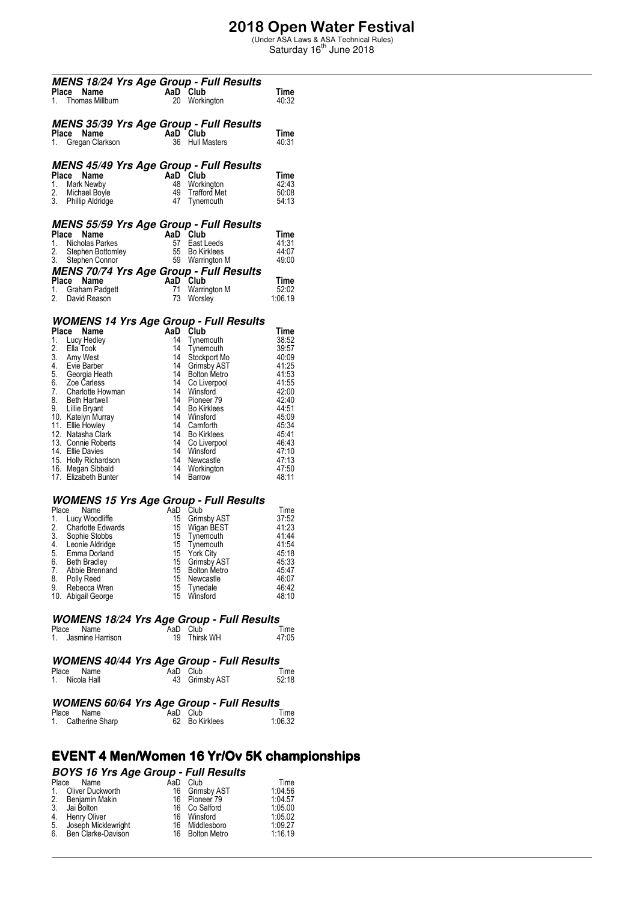# 2018 Open Water Festival

(Under ASA Laws & ASA Technical Rules)

Saturday 16th June 2018

### MENS 18/24 Yrs Age Group - Full Results

| Place | Name | AaD | Club | Time |
|---|---|---|---|---|
| 1. | Thomas Millburn | 20 | Workington | 40:32 |

### MENS 35/39 Yrs Age Group - Full Results

| Place | Name | AaD | Club | Time |
|---|---|---|---|---|
| 1. | Gregan Clarkson | 36 | Hull Masters | 40:31 |

### MENS 45/49 Yrs Age Group - Full Results

| Place | Name | AaD | Club | Time |
|---|---|---|---|---|
| 1. | Mark Newby | 48 | Workington | 42:43 |
| 2. | Michael Boyle | 49 | Trafford Met | 50:08 |
| 3. | Phillip Aldridge | 47 | Tynemouth | 54:13 |

### MENS 55/59 Yrs Age Group - Full Results

| Place | Name | AaD | Club | Time |
|---|---|---|---|---|
| 1. | Nicholas Parkes | 57 | East Leeds | 41:31 |
| 2. | Stephen Bottomley | 55 | Bo Kirklees | 44:07 |
| 3. | Stephen Connor | 59 | Warrington M | 49:00 |

### MENS 70/74 Yrs Age Group - Full Results

| Place | Name | AaD | Club | Time |
|---|---|---|---|---|
| 1. | Graham Padgett | 71 | Warrington M | 52:02 |
| 2. | David Reason | 73 | Worsley | 1:06.19 |

### WOMENS 14 Yrs Age Group - Full Results

| Place | Name | AaD | Club | Time |
|---|---|---|---|---|
| 1. | Lucy Hedley | 14 | Tynemouth | 38:52 |
| 2. | Ella Took | 14 | Tynemouth | 39:57 |
| 3. | Amy West | 14 | Stockport Mo | 40:09 |
| 4. | Evie Barber | 14 | Grimsby AST | 41:25 |
| 5. | Georgia Heath | 14 | Bolton Metro | 41:53 |
| 6. | Zoe Carless | 14 | Co Liverpool | 41:55 |
| 7. | Charlotte Howman | 14 | Winsford | 42:00 |
| 8. | Beth Hartwell | 14 | Pioneer 79 | 42:40 |
| 9. | Lillie Bryant | 14 | Bo Kirklees | 44:51 |
| 10. | Katelyn Murray | 14 | Winsford | 45:09 |
| 11. | Ellie Howley | 14 | Carnforth | 45:34 |
| 12. | Natasha Clark | 14 | Bo Kirklees | 45:41 |
| 13. | Connie Roberts | 14 | Co Liverpool | 46:43 |
| 14. | Ellie Davies | 14 | Winsford | 47:10 |
| 15. | Holly Richardson | 14 | Newcastle | 47:13 |
| 16. | Megan Sibbald | 14 | Workington | 47:50 |
| 17. | Elizabeth Bunter | 14 | Barrow | 48:11 |

### WOMENS 15 Yrs Age Group - Full Results

| Place | Name | AaD | Club | Time |
|---|---|---|---|---|
| 1. | Lucy Woodliffe | 15 | Grimsby AST | 37:52 |
| 2. | Charlotte Edwards | 15 | Wigan BEST | 41:23 |
| 3. | Sophie Stobbs | 15 | Tynemouth | 41:44 |
| 4. | Leonie Aldridge | 15 | Tynemouth | 41:54 |
| 5. | Emma Dorland | 15 | York City | 45:18 |
| 6. | Beth Bradley | 15 | Grimsby AST | 45:33 |
| 7. | Abbie Brennand | 15 | Bolton Metro | 45:47 |
| 8. | Polly Reed | 15 | Newcastle | 46:07 |
| 9. | Rebecca Wren | 15 | Tynedale | 46:42 |
| 10. | Abigail George | 15 | Winsford | 48:10 |

### WOMENS 18/24 Yrs Age Group - Full Results

| Place | Name | AaD | Club | Time |
|---|---|---|---|---|
| 1. | Jasmine Harrison | 19 | Thirsk WH | 47:05 |

### WOMENS 40/44 Yrs Age Group - Full Results

| Place | Name | AaD | Club | Time |
|---|---|---|---|---|
| 1. | Nicola Hall | 43 | Grimsby AST | 52:18 |

### WOMENS 60/64 Yrs Age Group - Full Results

| Place | Name | AaD | Club | Time |
|---|---|---|---|---|
| 1. | Catherine Sharp | 62 | Bo Kirklees | 1:06.32 |

## EVENT 4 Men/Women 16 Yr/Ov 5K championships

### BOYS 16 Yrs Age Group - Full Results

| Place | Name | AaD | Club | Time |
|---|---|---|---|---|
| 1. | Oliver Duckworth | 16 | Grimsby AST | 1:04.56 |
| 2. | Benjamin Makin | 16 | Pioneer 79 | 1:04.57 |
| 3. | Jai Bolton | 16 | Co Salford | 1:05.00 |
| 4. | Henry Oliver | 16 | Winsford | 1:05.02 |
| 5. | Joseph Micklewright | 16 | Middlesboro | 1:09.27 |
| 6. | Ben Clarke-Davison | 16 | Bolton Metro | 1:16.19 |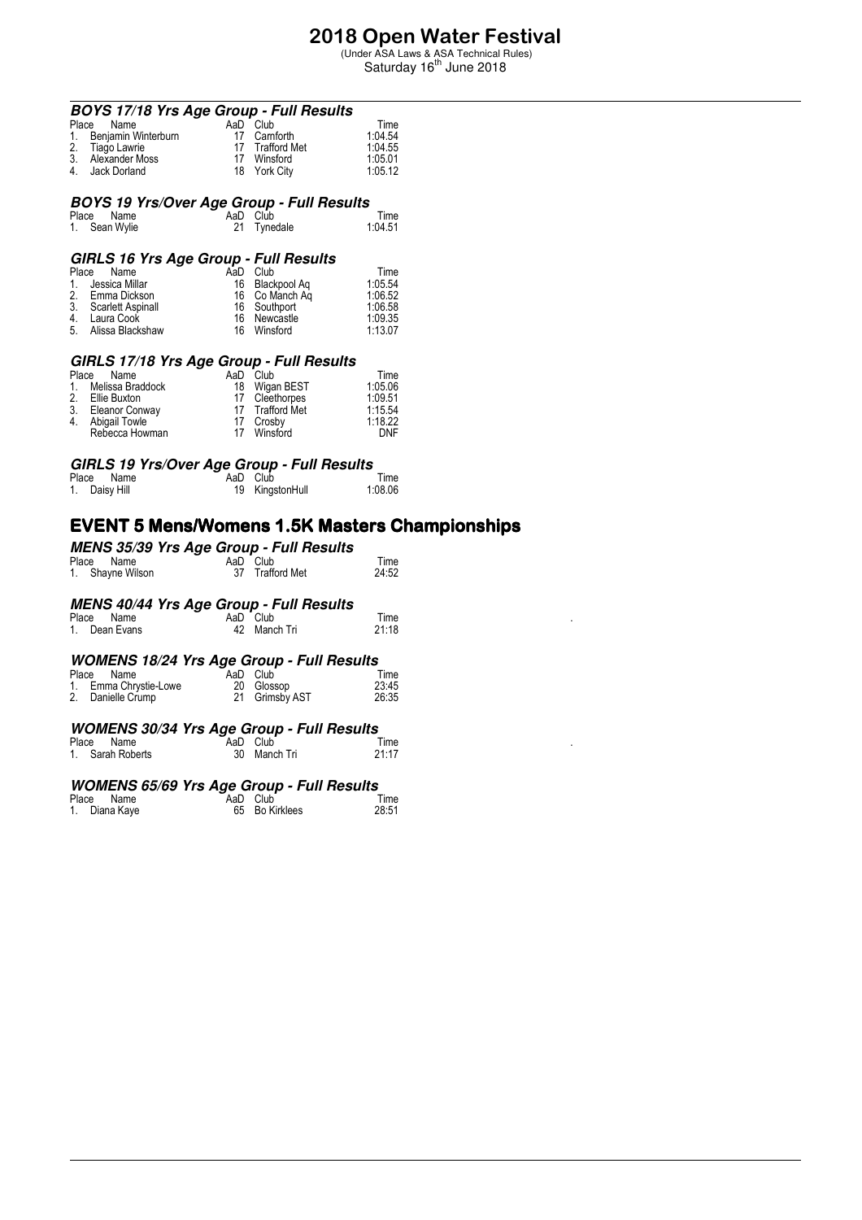# 2018 Open Water Festival

(Under ASA Laws & ASA Technical Rules)
Saturday 16th June 2018

### *BOYS 17/18 Yrs Age Group - Full Results*

| Place | Name | AaD | Club | Time |
|---|---|---|---|---|
| 1. | Benjamin Winterburn | 17 | Carnforth | 1:04.54 |
| 2. | Tiago Lawrie | 17 | Trafford Met | 1:04.55 |
| 3. | Alexander Moss | 17 | Winsford | 1:05.01 |
| 4. | Jack Dorland | 18 | York City | 1:05.12 |

### *BOYS 19 Yrs/Over Age Group - Full Results*

| Place | Name | AaD | Club | Time |
|---|---|---|---|---|
| 1. | Sean Wylie | 21 | Tynedale | 1:04.51 |

### *GIRLS 16 Yrs Age Group - Full Results*

| Place | Name | AaD | Club | Time |
|---|---|---|---|---|
| 1. | Jessica Millar | 16 | Blackpool Aq | 1:05.54 |
| 2. | Emma Dickson | 16 | Co Manch Aq | 1:06.52 |
| 3. | Scarlett Aspinall | 16 | Southport | 1:06.58 |
| 4. | Laura Cook | 16 | Newcastle | 1:09.35 |
| 5. | Alissa Blackshaw | 16 | Winsford | 1:13.07 |

### *GIRLS 17/18 Yrs Age Group - Full Results*

| Place | Name | AaD | Club | Time |
|---|---|---|---|---|
| 1. | Melissa Braddock | 18 | Wigan BEST | 1:05.06 |
| 2. | Ellie Buxton | 17 | Cleethorpes | 1:09.51 |
| 3. | Eleanor Conway | 17 | Trafford Met | 1:15.54 |
| 4. | Abigail Towle | 17 | Crosby | 1:18.22 |
| | Rebecca Howman | 17 | Winsford | DNF |

### *GIRLS 19 Yrs/Over Age Group - Full Results*

| Place | Name | AaD | Club | Time |
|---|---|---|---|---|
| 1. | Daisy Hill | 19 | KingstonHull | 1:08.06 |

## EVENT 5 Mens/Womens 1.5K Masters Championships

### *MENS 35/39 Yrs Age Group - Full Results*

| Place | Name | AaD | Club | Time |
|---|---|---|---|---|
| 1. | Shayne Wilson | 37 | Trafford Met | 24:52 |

### *MENS 40/44 Yrs Age Group - Full Results*

| Place | Name | AaD | Club | Time |
|---|---|---|---|---|
| 1. | Dean Evans | 42 | Manch Tri | 21:18 |

### *WOMENS 18/24 Yrs Age Group - Full Results*

| Place | Name | AaD | Club | Time |
|---|---|---|---|---|
| 1. | Emma Chrystie-Lowe | 20 | Glossop | 23:45 |
| 2. | Danielle Crump | 21 | Grimsby AST | 26:35 |

### *WOMENS 30/34 Yrs Age Group - Full Results*

| Place | Name | AaD | Club | Time |
|---|---|---|---|---|
| 1. | Sarah Roberts | 30 | Manch Tri | 21:17 |

### *WOMENS 65/69 Yrs Age Group - Full Results*

| Place | Name | AaD | Club | Time |
|---|---|---|---|---|
| 1. | Diana Kaye | 65 | Bo Kirklees | 28:51 |